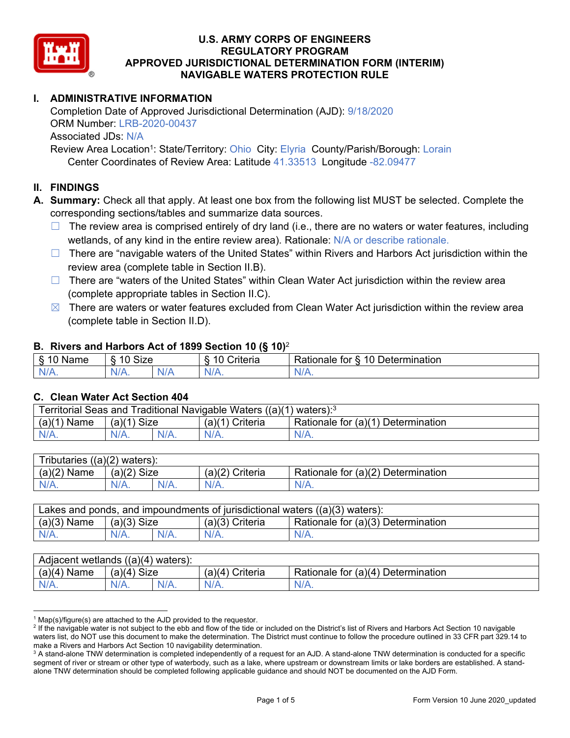# U.S. ARMY CORPS OF ENGINEERS
## REGULATORY PROGRAM
## APPROVED JURISDICTIONAL DETERMINATION FORM (INTERIM)
## NAVIGABLE WATERS PROTECTION RULE

## I. ADMINISTRATIVE INFORMATION

Completion Date of Approved Jurisdictional Determination (AJD): 9/18/2020
ORM Number: LRB-2020-00437
Associated JDs: N/A
Review Area Location[1]: State/Territory: Ohio City: Elyria County/Parish/Borough: Lorain
Center Coordinates of Review Area: Latitude 41.33513 Longitude -82.09477

## II. FINDINGS

**A. Summary:** Check all that apply. At least one box from the following list MUST be selected. Complete the corresponding sections/tables and summarize data sources.

- ☐ The review area is comprised entirely of dry land (i.e., there are no waters or water features, including wetlands, of any kind in the entire review area). Rationale: N/A or describe rationale.
- ☐ There are "navigable waters of the United States" within Rivers and Harbors Act jurisdiction within the review area (complete table in Section II.B).
- ☐ There are "waters of the United States" within Clean Water Act jurisdiction within the review area (complete appropriate tables in Section II.C).
- ☒ There are waters or water features excluded from Clean Water Act jurisdiction within the review area (complete table in Section II.D).

### B. Rivers and Harbors Act of 1899 Section 10 (§ 10)[2]

| § 10 Name | § 10 Size | | § 10 Criteria | Rationale for § 10 Determination |
|---|---|---|---|---|
| N/A. | N/A. | N/A | N/A. | N/A. |

### C. Clean Water Act Section 404

| Territorial Seas and Traditional Navigable Waters ((a)(1) waters):[3] | | | | |
|---|---|---|---|---|
| (a)(1) Name | (a)(1) Size | | (a)(1) Criteria | Rationale for (a)(1) Determination |
| N/A. | N/A. | N/A. | N/A. | N/A. |

| Tributaries ((a)(2) waters): | | | | |
|---|---|---|---|---|
| (a)(2) Name | (a)(2) Size | | (a)(2) Criteria | Rationale for (a)(2) Determination |
| N/A. | N/A. | N/A. | N/A. | N/A. |

| Lakes and ponds, and impoundments of jurisdictional waters ((a)(3) waters): | | | | |
|---|---|---|---|---|
| (a)(3) Name | (a)(3) Size | | (a)(3) Criteria | Rationale for (a)(3) Determination |
| N/A. | N/A. | N/A. | N/A. | N/A. |

| Adjacent wetlands ((a)(4) waters): | | | | |
|---|---|---|---|---|
| (a)(4) Name | (a)(4) Size | | (a)(4) Criteria | Rationale for (a)(4) Determination |
| N/A. | N/A. | N/A. | N/A. | N/A. |

---

[1] Map(s)/figure(s) are attached to the AJD provided to the requestor.

[2] If the navigable water is not subject to the ebb and flow of the tide or included on the District's list of Rivers and Harbors Act Section 10 navigable waters list, do NOT use this document to make the determination. The District must continue to follow the procedure outlined in 33 CFR part 329.14 to make a Rivers and Harbors Act Section 10 navigability determination.

[3] A stand-alone TNW determination is completed independently of a request for an AJD. A stand-alone TNW determination is conducted for a specific segment of river or stream or other type of waterbody, such as a lake, where upstream or downstream limits or lake borders are established. A stand-alone TNW determination should be completed following applicable guidance and should NOT be documented on the AJD Form.

Form Version 10 June 2020_updated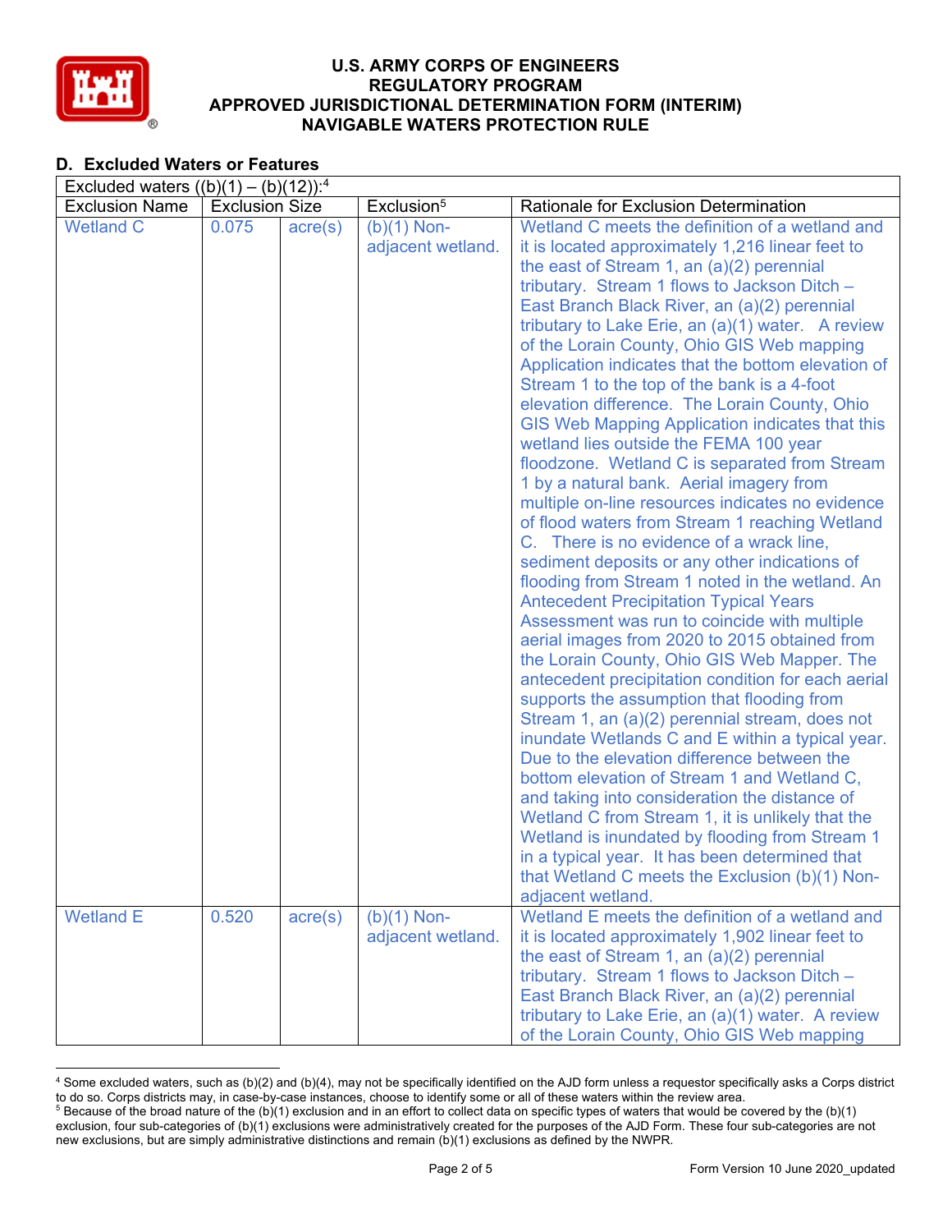## D. Excluded Waters or Features

| Excluded waters ((b)(1) – (b)(12)):[4] | | | | |
|---|---|---|---|---|
| Exclusion Name | Exclusion Size | | Exclusion[5] | Rationale for Exclusion Determination |
| Wetland C | 0.075 | acre(s) | (b)(1) Non-adjacent wetland. | Wetland C meets the definition of a wetland and it is located approximately 1,216 linear feet to the east of Stream 1, an (a)(2) perennial tributary. Stream 1 flows to Jackson Ditch – East Branch Black River, an (a)(2) perennial tributary to Lake Erie, an (a)(1) water. A review of the Lorain County, Ohio GIS Web mapping Application indicates that the bottom elevation of Stream 1 to the top of the bank is a 4-foot elevation difference. The Lorain County, Ohio GIS Web Mapping Application indicates that this wetland lies outside the FEMA 100 year floodzone. Wetland C is separated from Stream 1 by a natural bank. Aerial imagery from multiple on-line resources indicates no evidence of flood waters from Stream 1 reaching Wetland C. There is no evidence of a wrack line, sediment deposits or any other indications of flooding from Stream 1 noted in the wetland. An Antecedent Precipitation Typical Years Assessment was run to coincide with multiple aerial images from 2020 to 2015 obtained from the Lorain County, Ohio GIS Web Mapper. The antecedent precipitation condition for each aerial supports the assumption that flooding from Stream 1, an (a)(2) perennial stream, does not inundate Wetlands C and E within a typical year. Due to the elevation difference between the bottom elevation of Stream 1 and Wetland C, and taking into consideration the distance of Wetland C from Stream 1, it is unlikely that the Wetland is inundated by flooding from Stream 1 in a typical year. It has been determined that that Wetland C meets the Exclusion (b)(1) Non-adjacent wetland. |
| Wetland E | 0.520 | acre(s) | (b)(1) Non-adjacent wetland. | Wetland E meets the definition of a wetland and it is located approximately 1,902 linear feet to the east of Stream 1, an (a)(2) perennial tributary. Stream 1 flows to Jackson Ditch – East Branch Black River, an (a)(2) perennial tributary to Lake Erie, an (a)(1) water. A review of the Lorain County, Ohio GIS Web mapping |

[4] Some excluded waters, such as (b)(2) and (b)(4), may not be specifically identified on the AJD form unless a requestor specifically asks a Corps district to do so. Corps districts may, in case-by-case instances, choose to identify some or all of these waters within the review area.

[5] Because of the broad nature of the (b)(1) exclusion and in an effort to collect data on specific types of waters that would be covered by the (b)(1) exclusion, four sub-categories of (b)(1) exclusions were administratively created for the purposes of the AJD Form. These four sub-categories are not new exclusions, but are simply administrative distinctions and remain (b)(1) exclusions as defined by the NWPR.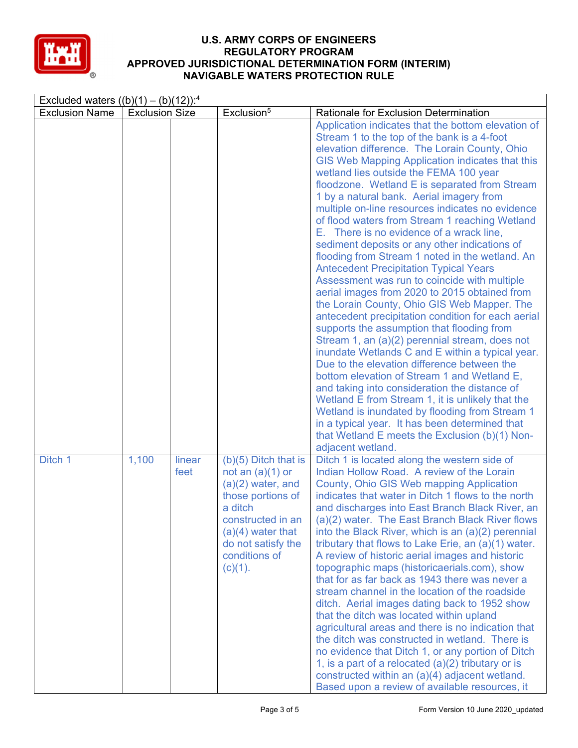| Excluded waters ((b)(1) – (b)(12)):[4] | | | | |
|---|---|---|---|---|
| Exclusion Name | Exclusion Size | | Exclusion[5] | Rationale for Exclusion Determination |
| | | | | Application indicates that the bottom elevation of Stream 1 to the top of the bank is a 4-foot elevation difference. The Lorain County, Ohio GIS Web Mapping Application indicates that this wetland lies outside the FEMA 100 year floodzone. Wetland E is separated from Stream 1 by a natural bank. Aerial imagery from multiple on-line resources indicates no evidence of flood waters from Stream 1 reaching Wetland E. There is no evidence of a wrack line, sediment deposits or any other indications of flooding from Stream 1 noted in the wetland. An Antecedent Precipitation Typical Years Assessment was run to coincide with multiple aerial images from 2020 to 2015 obtained from the Lorain County, Ohio GIS Web Mapper. The antecedent precipitation condition for each aerial supports the assumption that flooding from Stream 1, an (a)(2) perennial stream, does not inundate Wetlands C and E within a typical year. Due to the elevation difference between the bottom elevation of Stream 1 and Wetland E, and taking into consideration the distance of Wetland E from Stream 1, it is unlikely that the Wetland is inundated by flooding from Stream 1 in a typical year. It has been determined that that Wetland E meets the Exclusion (b)(1) Non-adjacent wetland. |
| Ditch 1 | 1,100 | linear feet | (b)(5) Ditch that is not an (a)(1) or (a)(2) water, and those portions of a ditch constructed in an (a)(4) water that do not satisfy the conditions of (c)(1). | Ditch 1 is located along the western side of Indian Hollow Road. A review of the Lorain County, Ohio GIS Web mapping Application indicates that water in Ditch 1 flows to the north and discharges into East Branch Black River, an (a)(2) water. The East Branch Black River flows into the Black River, which is an (a)(2) perennial tributary that flows to Lake Erie, an (a)(1) water. A review of historic aerial images and historic topographic maps (historicaerials.com), show that for as far back as 1943 there was never a stream channel in the location of the roadside ditch. Aerial images dating back to 1952 show that the ditch was located within upland agricultural areas and there is no indication that the ditch was constructed in wetland. There is no evidence that Ditch 1, or any portion of Ditch 1, is a part of a relocated (a)(2) tributary or is constructed within an (a)(4) adjacent wetland. Based upon a review of available resources, it |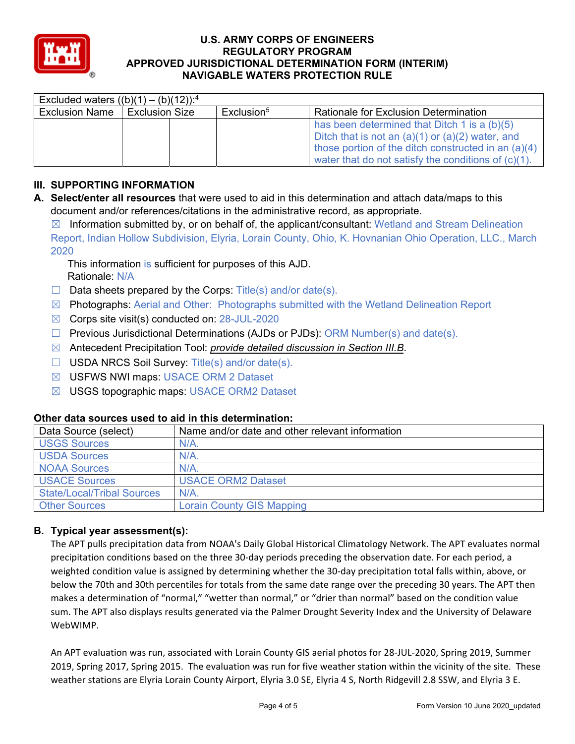| Excluded waters ((b)(1) – (b)(12)):[4] | | | | |
|---|---|---|---|---|
| Exclusion Name | Exclusion Size | | Exclusion[5] | Rationale for Exclusion Determination |
| | | | | has been determined that Ditch 1 is a (b)(5) Ditch that is not an (a)(1) or (a)(2) water, and those portion of the ditch constructed in an (a)(4) water that do not satisfy the conditions of (c)(1). |

## III. SUPPORTING INFORMATION

**A. Select/enter all resources** that were used to aid in this determination and attach data/maps to this document and/or references/citations in the administrative record, as appropriate.

☒ Information submitted by, or on behalf of, the applicant/consultant: Wetland and Stream Delineation Report, Indian Hollow Subdivision, Elyria, Lorain County, Ohio, K. Hovnanian Ohio Operation, LLC., March 2020

This information is sufficient for purposes of this AJD.
Rationale: N/A

☐ Data sheets prepared by the Corps: Title(s) and/or date(s).

☒ Photographs: Aerial and Other: Photographs submitted with the Wetland Delineation Report

☒ Corps site visit(s) conducted on: 28-JUL-2020

☐ Previous Jurisdictional Determinations (AJDs or PJDs): ORM Number(s) and date(s).

☒ Antecedent Precipitation Tool: *provide detailed discussion in Section III.B*.

☐ USDA NRCS Soil Survey: Title(s) and/or date(s).

☒ USFWS NWI maps: USACE ORM 2 Dataset

☒ USGS topographic maps: USACE ORM2 Dataset

**Other data sources used to aid in this determination:**

| Data Source (select) | Name and/or date and other relevant information |
|---|---|
| USGS Sources | N/A. |
| USDA Sources | N/A. |
| NOAA Sources | N/A. |
| USACE Sources | USACE ORM2 Dataset |
| State/Local/Tribal Sources | N/A. |
| Other Sources | Lorain County GIS Mapping |

**B. Typical year assessment(s):**

The APT pulls precipitation data from NOAA's Daily Global Historical Climatology Network. The APT evaluates normal precipitation conditions based on the three 30-day periods preceding the observation date. For each period, a weighted condition value is assigned by determining whether the 30-day precipitation total falls within, above, or below the 70th and 30th percentiles for totals from the same date range over the preceding 30 years. The APT then makes a determination of "normal," "wetter than normal," or "drier than normal" based on the condition value sum. The APT also displays results generated via the Palmer Drought Severity Index and the University of Delaware WebWIMP.

An APT evaluation was run, associated with Lorain County GIS aerial photos for 28-JUL-2020, Spring 2019, Summer 2019, Spring 2017, Spring 2015. The evaluation was run for five weather station within the vicinity of the site. These weather stations are Elyria Lorain County Airport, Elyria 3.0 SE, Elyria 4 S, North Ridgevill 2.8 SSW, and Elyria 3 E.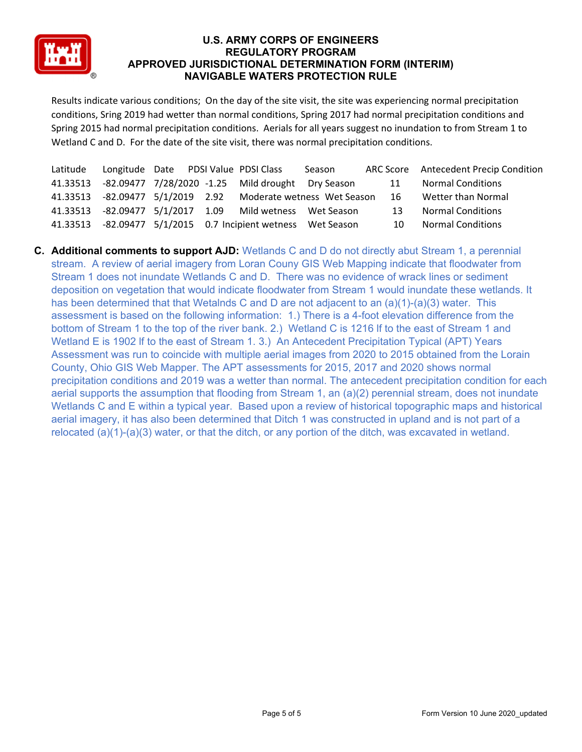Results indicate various conditions; On the day of the site visit, the site was experiencing normal precipitation conditions, Sring 2019 had wetter than normal conditions, Spring 2017 had normal precipitation conditions and Spring 2015 had normal precipitation conditions. Aerials for all years suggest no inundation to from Stream 1 to Wetland C and D. For the date of the site visit, there was normal precipitation conditions.

| Latitude | Longitude | Date | PDSI Value | PDSI Class | Season | ARC Score | Antecedent Precip Condition |
|---|---|---|---|---|---|---|---|
| 41.33513 | -82.09477 | 7/28/2020 | -1.25 | Mild drought | Dry Season | 11 | Normal Conditions |
| 41.33513 | -82.09477 | 5/1/2019 | 2.92 | Moderate wetness | Wet Season | 16 | Wetter than Normal |
| 41.33513 | -82.09477 | 5/1/2017 | 1.09 | Mild wetness | Wet Season | 13 | Normal Conditions |
| 41.33513 | -82.09477 | 5/1/2015 | 0.7 | Incipient wetness | Wet Season | 10 | Normal Conditions |

**C. Additional comments to support AJD:** Wetlands C and D do not directly abut Stream 1, a perennial stream. A review of aerial imagery from Loran Couny GIS Web Mapping indicate that floodwater from Stream 1 does not inundate Wetlands C and D. There was no evidence of wrack lines or sediment deposition on vegetation that would indicate floodwater from Stream 1 would inundate these wetlands. It has been determined that that Wetalnds C and D are not adjacent to an (a)(1)-(a)(3) water. This assessment is based on the following information: 1.) There is a 4-foot elevation difference from the bottom of Stream 1 to the top of the river bank. 2.) Wetland C is 1216 lf to the east of Stream 1 and Wetland E is 1902 lf to the east of Stream 1. 3.) An Antecedent Precipitation Typical (APT) Years Assessment was run to coincide with multiple aerial images from 2020 to 2015 obtained from the Lorain County, Ohio GIS Web Mapper. The APT assessments for 2015, 2017 and 2020 shows normal precipitation conditions and 2019 was a wetter than normal. The antecedent precipitation condition for each aerial supports the assumption that flooding from Stream 1, an (a)(2) perennial stream, does not inundate Wetlands C and E within a typical year. Based upon a review of historical topographic maps and historical aerial imagery, it has also been determined that Ditch 1 was constructed in upland and is not part of a relocated (a)(1)-(a)(3) water, or that the ditch, or any portion of the ditch, was excavated in wetland.